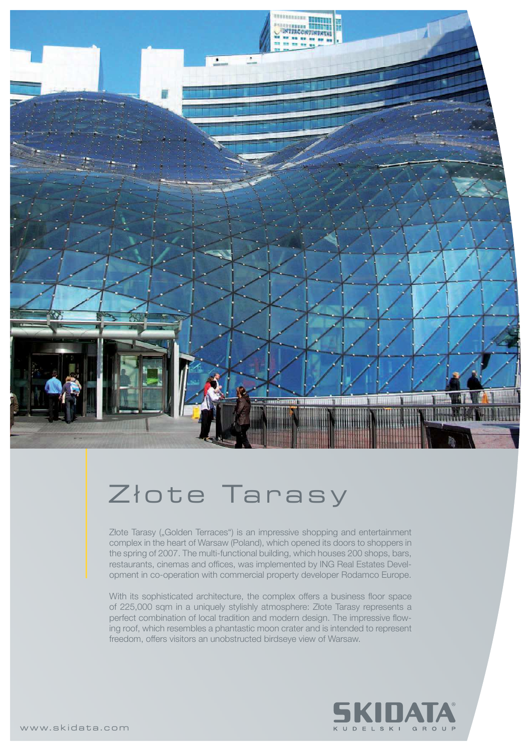# Złote Tarasy

Złote Tarasy („Golden Terraces") is an impressive shopping and entertainment complex in the heart of Warsaw (Poland), which opened its doors to shoppers in the spring of 2007. The multi-functional building, which houses 200 shops, bars, restaurants, cinemas and offices, was implemented by ING Real Estates Development in co-operation with commercial property developer Rodamco Europe.

With its sophisticated architecture, the complex offers a business floor space of 225,000 sqm in a uniquely stylishly atmosphere: Złote Tarasy represents a perfect combination of local tradition and modern design. The impressive flowing roof, which resembles a phantastic moon crater and is intended to represent freedom, offers visitors an unobstructed birdseye view of Warsaw.

SKIDATA®
KUDELSKI GROUP

www.skidata.com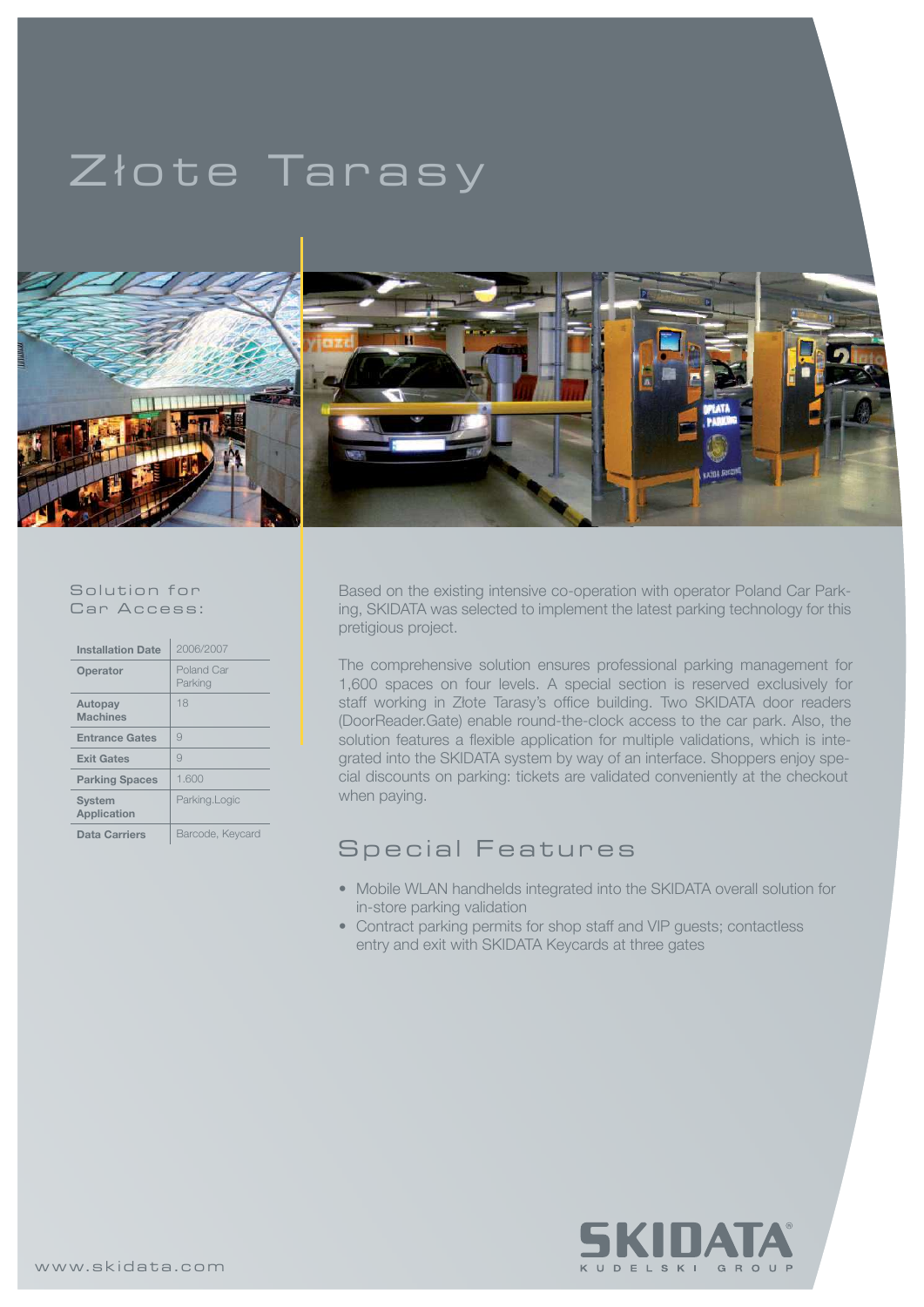# Złote Tarasy

## Solution for Car Access:

| | |
|---|---|
| **Installation Date** | 2006/2007 |
| **Operator** | Poland Car Parking |
| **Autopay Machines** | 18 |
| **Entrance Gates** | 9 |
| **Exit Gates** | 9 |
| **Parking Spaces** | 1.600 |
| **System Application** | Parking.Logic |
| **Data Carriers** | Barcode, Keycard |

Based on the existing intensive co-operation with operator Poland Car Parking, SKIDATA was selected to implement the latest parking technology for this pretigious project.

The comprehensive solution ensures professional parking management for 1,600 spaces on four levels. A special section is reserved exclusively for staff working in Złote Tarasy's office building. Two SKIDATA door readers (DoorReader.Gate) enable round-the-clock access to the car park. Also, the solution features a flexible application for multiple validations, which is integrated into the SKIDATA system by way of an interface. Shoppers enjoy special discounts on parking: tickets are validated conveniently at the checkout when paying.

## Special Features

- Mobile WLAN handhelds integrated into the SKIDATA overall solution for in-store parking validation
- Contract parking permits for shop staff and VIP guests; contactless entry and exit with SKIDATA Keycards at three gates

www.skidata.com

SKIDATA® KUDELSKI GROUP